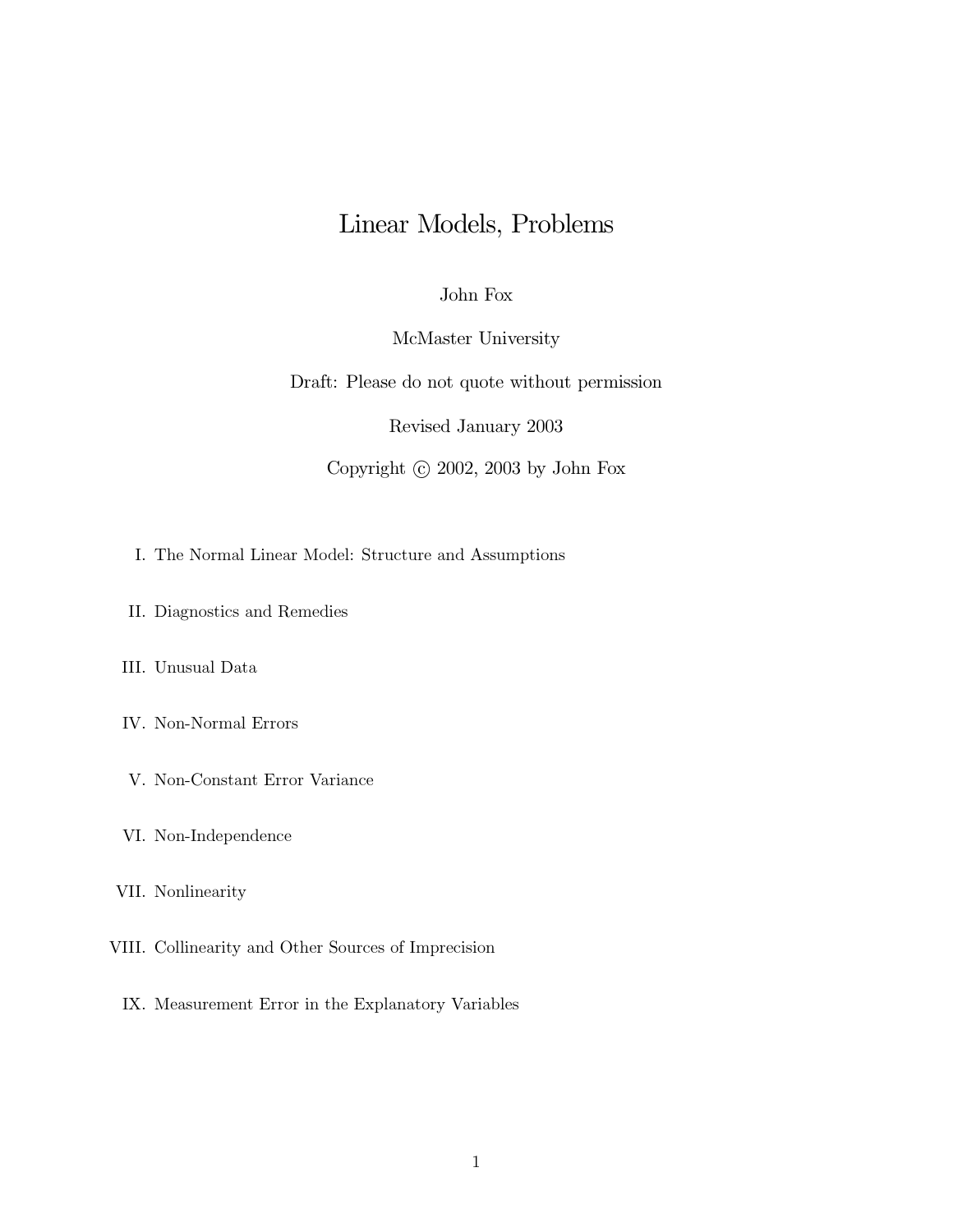# Linear Models, Problems

John Fox

McMaster University

Draft: Please do not quote without permission

Revised January 2003

Copyright © 2002, 2003 by John Fox

I. The Normal Linear Model: Structure and Assumptions

II. Diagnostics and Remedies

III. Unusual Data

IV. Non-Normal Errors

V. Non-Constant Error Variance

VI. Non-Independence

VII. Nonlinearity

VIII. Collinearity and Other Sources of Imprecision

IX. Measurement Error in the Explanatory Variables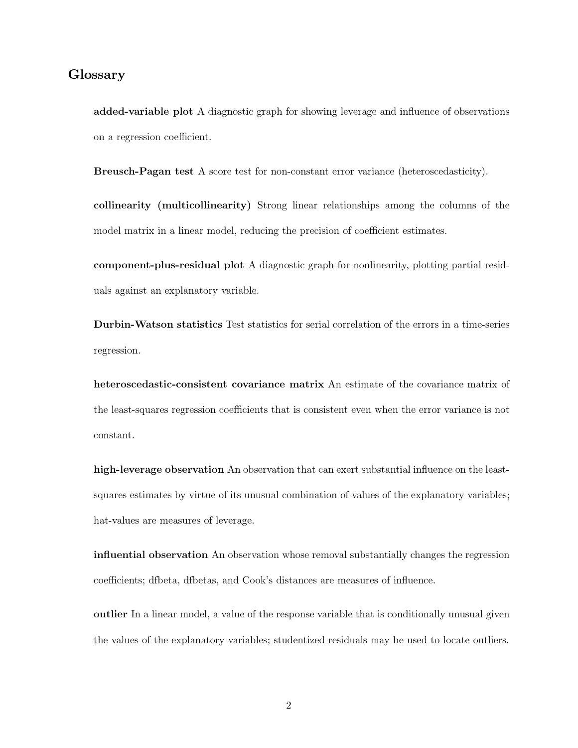## Glossary

**added-variable plot** A diagnostic graph for showing leverage and influence of observations on a regression coefficient.

**Breusch-Pagan test** A score test for non-constant error variance (heteroscedasticity).

**collinearity (multicollinearity)** Strong linear relationships among the columns of the model matrix in a linear model, reducing the precision of coefficient estimates.

**component-plus-residual plot** A diagnostic graph for nonlinearity, plotting partial residuals against an explanatory variable.

**Durbin-Watson statistics** Test statistics for serial correlation of the errors in a time-series regression.

**heteroscedastic-consistent covariance matrix** An estimate of the covariance matrix of the least-squares regression coefficients that is consistent even when the error variance is not constant.

**high-leverage observation** An observation that can exert substantial influence on the least-squares estimates by virtue of its unusual combination of values of the explanatory variables; hat-values are measures of leverage.

**influential observation** An observation whose removal substantially changes the regression coefficients; dfbeta, dfbetas, and Cook's distances are measures of influence.

**outlier** In a linear model, a value of the response variable that is conditionally unusual given the values of the explanatory variables; studentized residuals may be used to locate outliers.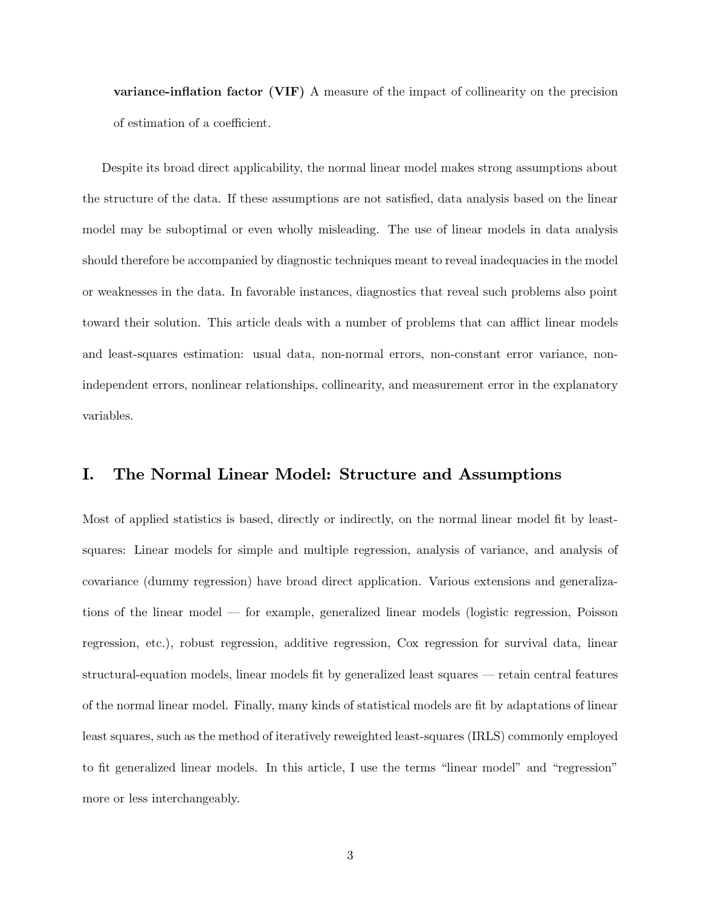**variance-inflation factor (VIF)** A measure of the impact of collinearity on the precision of estimation of a coefficient.

Despite its broad direct applicability, the normal linear model makes strong assumptions about the structure of the data. If these assumptions are not satisfied, data analysis based on the linear model may be suboptimal or even wholly misleading. The use of linear models in data analysis should therefore be accompanied by diagnostic techniques meant to reveal inadequacies in the model or weaknesses in the data. In favorable instances, diagnostics that reveal such problems also point toward their solution. This article deals with a number of problems that can afflict linear models and least-squares estimation: usual data, non-normal errors, non-constant error variance, non-independent errors, nonlinear relationships, collinearity, and measurement error in the explanatory variables.

## I. The Normal Linear Model: Structure and Assumptions

Most of applied statistics is based, directly or indirectly, on the normal linear model fit by least-squares: Linear models for simple and multiple regression, analysis of variance, and analysis of covariance (dummy regression) have broad direct application. Various extensions and generalizations of the linear model — for example, generalized linear models (logistic regression, Poisson regression, etc.), robust regression, additive regression, Cox regression for survival data, linear structural-equation models, linear models fit by generalized least squares — retain central features of the normal linear model. Finally, many kinds of statistical models are fit by adaptations of linear least squares, such as the method of iteratively reweighted least-squares (IRLS) commonly employed to fit generalized linear models. In this article, I use the terms "linear model" and "regression" more or less interchangeably.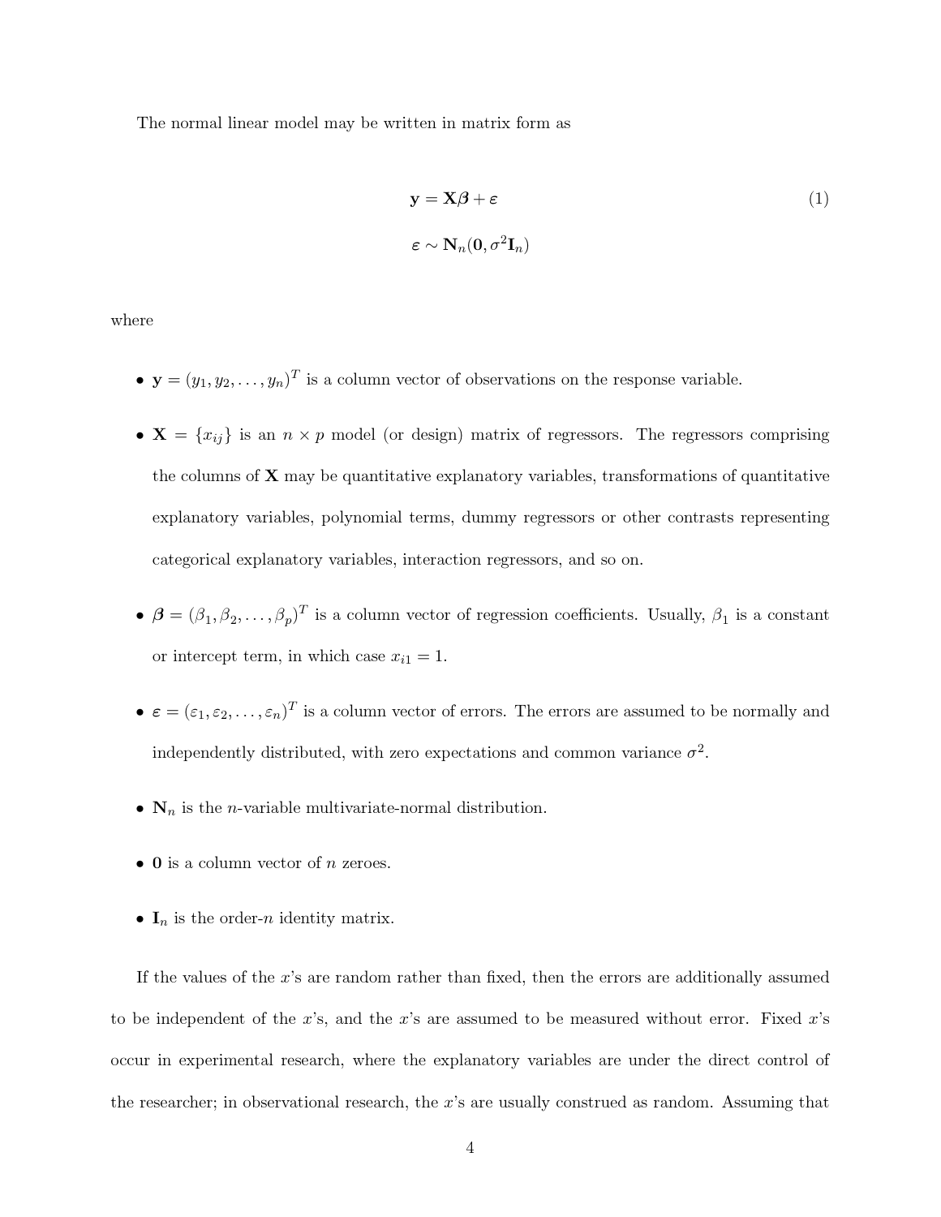The normal linear model may be written in matrix form as

$$\mathbf{y} = \mathbf{X}\boldsymbol{\beta} + \varepsilon \tag{1}$$

$$\varepsilon \sim \mathbf{N}_n(\mathbf{0}, \sigma^2\mathbf{I}_n)$$

where

- $\mathbf{y} = (y_1, y_2, \ldots, y_n)^T$ is a column vector of observations on the response variable.
- $\mathbf{X} = \{x_{ij}\}$ is an $n \times p$ model (or design) matrix of regressors. The regressors comprising the columns of $\mathbf{X}$ may be quantitative explanatory variables, transformations of quantitative explanatory variables, polynomial terms, dummy regressors or other contrasts representing categorical explanatory variables, interaction regressors, and so on.
- $\boldsymbol{\beta} = (\beta_1, \beta_2, \ldots, \beta_p)^T$ is a column vector of regression coefficients. Usually, $\beta_1$ is a constant or intercept term, in which case $x_{i1} = 1$.
- $\varepsilon = (\varepsilon_1, \varepsilon_2, \ldots, \varepsilon_n)^T$ is a column vector of errors. The errors are assumed to be normally and independently distributed, with zero expectations and common variance $\sigma^2$.
- $\mathbf{N}_n$ is the $n$-variable multivariate-normal distribution.
- $\mathbf{0}$ is a column vector of $n$ zeroes.
- $\mathbf{I}_n$ is the order-$n$ identity matrix.

If the values of the $x$'s are random rather than fixed, then the errors are additionally assumed to be independent of the $x$'s, and the $x$'s are assumed to be measured without error. Fixed $x$'s occur in experimental research, where the explanatory variables are under the direct control of the researcher; in observational research, the $x$'s are usually construed as random. Assuming that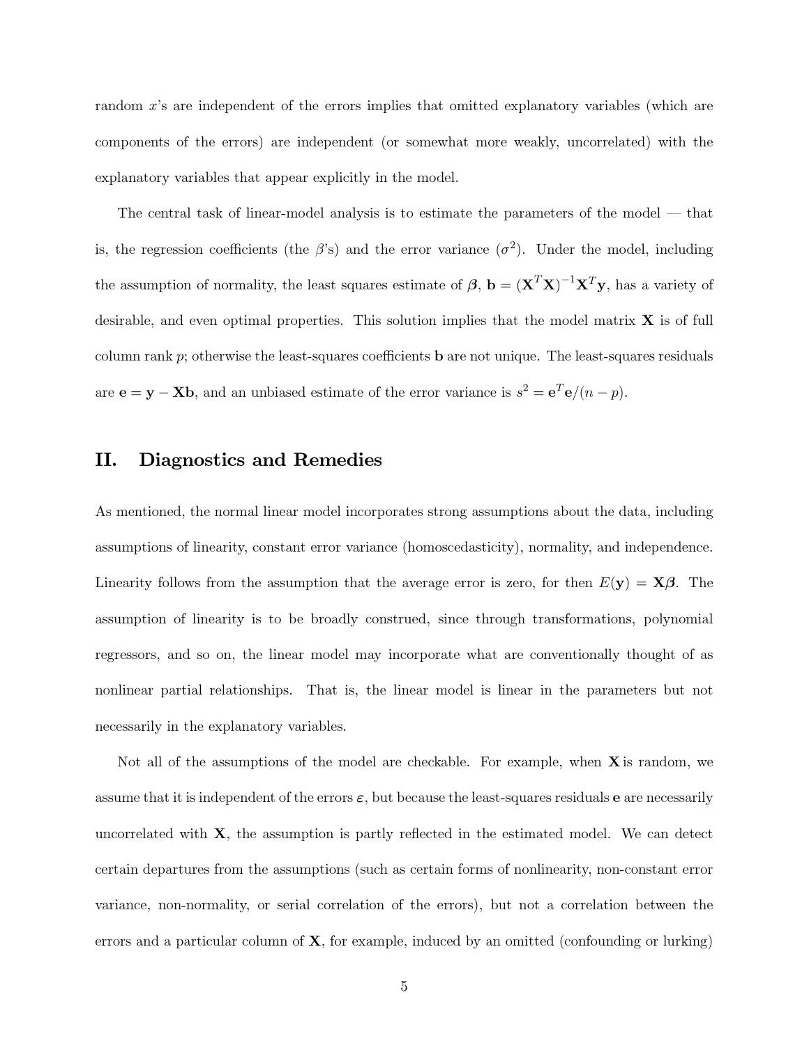random $x$'s are independent of the errors implies that omitted explanatory variables (which are components of the errors) are independent (or somewhat more weakly, uncorrelated) with the explanatory variables that appear explicitly in the model.

The central task of linear-model analysis is to estimate the parameters of the model — that is, the regression coefficients (the $\beta$'s) and the error variance ($\sigma^2$). Under the model, including the assumption of normality, the least squares estimate of $\boldsymbol{\beta}$, $\mathbf{b} = (\mathbf{X}^T\mathbf{X})^{-1}\mathbf{X}^T\mathbf{y}$, has a variety of desirable, and even optimal properties. This solution implies that the model matrix $\mathbf{X}$ is of full column rank $p$; otherwise the least-squares coefficients $\mathbf{b}$ are not unique. The least-squares residuals are $\mathbf{e} = \mathbf{y} - \mathbf{X}\mathbf{b}$, and an unbiased estimate of the error variance is $s^2 = \mathbf{e}^T\mathbf{e}/(n-p)$.

## II. Diagnostics and Remedies

As mentioned, the normal linear model incorporates strong assumptions about the data, including assumptions of linearity, constant error variance (homoscedasticity), normality, and independence. Linearity follows from the assumption that the average error is zero, for then $E(\mathbf{y}) = \mathbf{X}\boldsymbol{\beta}$. The assumption of linearity is to be broadly construed, since through transformations, polynomial regressors, and so on, the linear model may incorporate what are conventionally thought of as nonlinear partial relationships. That is, the linear model is linear in the parameters but not necessarily in the explanatory variables.

Not all of the assumptions of the model are checkable. For example, when $\mathbf{X}$ is random, we assume that it is independent of the errors $\boldsymbol{\varepsilon}$, but because the least-squares residuals $\mathbf{e}$ are necessarily uncorrelated with $\mathbf{X}$, the assumption is partly reflected in the estimated model. We can detect certain departures from the assumptions (such as certain forms of nonlinearity, non-constant error variance, non-normality, or serial correlation of the errors), but not a correlation between the errors and a particular column of $\mathbf{X}$, for example, induced by an omitted (confounding or lurking)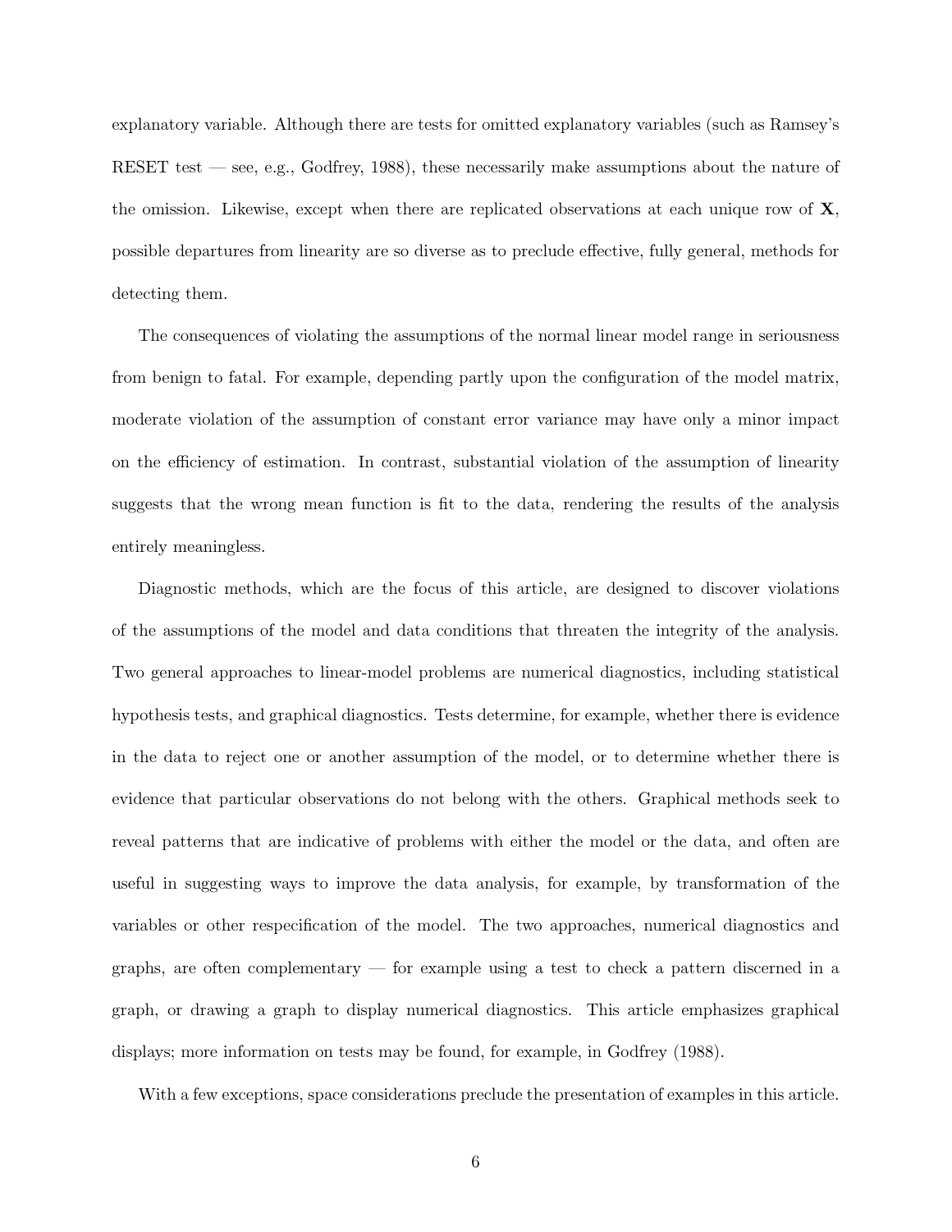explanatory variable. Although there are tests for omitted explanatory variables (such as Ramsey's RESET test — see, e.g., Godfrey, 1988), these necessarily make assumptions about the nature of the omission. Likewise, except when there are replicated observations at each unique row of $\mathbf{X}$, possible departures from linearity are so diverse as to preclude effective, fully general, methods for detecting them.

The consequences of violating the assumptions of the normal linear model range in seriousness from benign to fatal. For example, depending partly upon the configuration of the model matrix, moderate violation of the assumption of constant error variance may have only a minor impact on the efficiency of estimation. In contrast, substantial violation of the assumption of linearity suggests that the wrong mean function is fit to the data, rendering the results of the analysis entirely meaningless.

Diagnostic methods, which are the focus of this article, are designed to discover violations of the assumptions of the model and data conditions that threaten the integrity of the analysis. Two general approaches to linear-model problems are numerical diagnostics, including statistical hypothesis tests, and graphical diagnostics. Tests determine, for example, whether there is evidence in the data to reject one or another assumption of the model, or to determine whether there is evidence that particular observations do not belong with the others. Graphical methods seek to reveal patterns that are indicative of problems with either the model or the data, and often are useful in suggesting ways to improve the data analysis, for example, by transformation of the variables or other respecification of the model. The two approaches, numerical diagnostics and graphs, are often complementary — for example using a test to check a pattern discerned in a graph, or drawing a graph to display numerical diagnostics. This article emphasizes graphical displays; more information on tests may be found, for example, in Godfrey (1988).

With a few exceptions, space considerations preclude the presentation of examples in this article.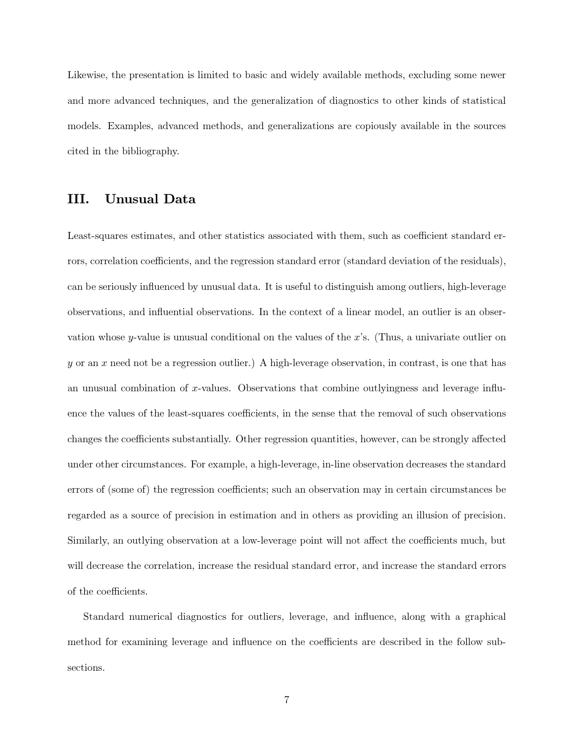Likewise, the presentation is limited to basic and widely available methods, excluding some newer and more advanced techniques, and the generalization of diagnostics to other kinds of statistical models. Examples, advanced methods, and generalizations are copiously available in the sources cited in the bibliography.

## III. Unusual Data

Least-squares estimates, and other statistics associated with them, such as coefficient standard errors, correlation coefficients, and the regression standard error (standard deviation of the residuals), can be seriously influenced by unusual data. It is useful to distinguish among outliers, high-leverage observations, and influential observations. In the context of a linear model, an outlier is an observation whose $y$-value is unusual conditional on the values of the $x$'s. (Thus, a univariate outlier on $y$ or an $x$ need not be a regression outlier.) A high-leverage observation, in contrast, is one that has an unusual combination of $x$-values. Observations that combine outlyingness and leverage influence the values of the least-squares coefficients, in the sense that the removal of such observations changes the coefficients substantially. Other regression quantities, however, can be strongly affected under other circumstances. For example, a high-leverage, in-line observation decreases the standard errors of (some of) the regression coefficients; such an observation may in certain circumstances be regarded as a source of precision in estimation and in others as providing an illusion of precision. Similarly, an outlying observation at a low-leverage point will not affect the coefficients much, but will decrease the correlation, increase the residual standard error, and increase the standard errors of the coefficients.

Standard numerical diagnostics for outliers, leverage, and influence, along with a graphical method for examining leverage and influence on the coefficients are described in the follow subsections.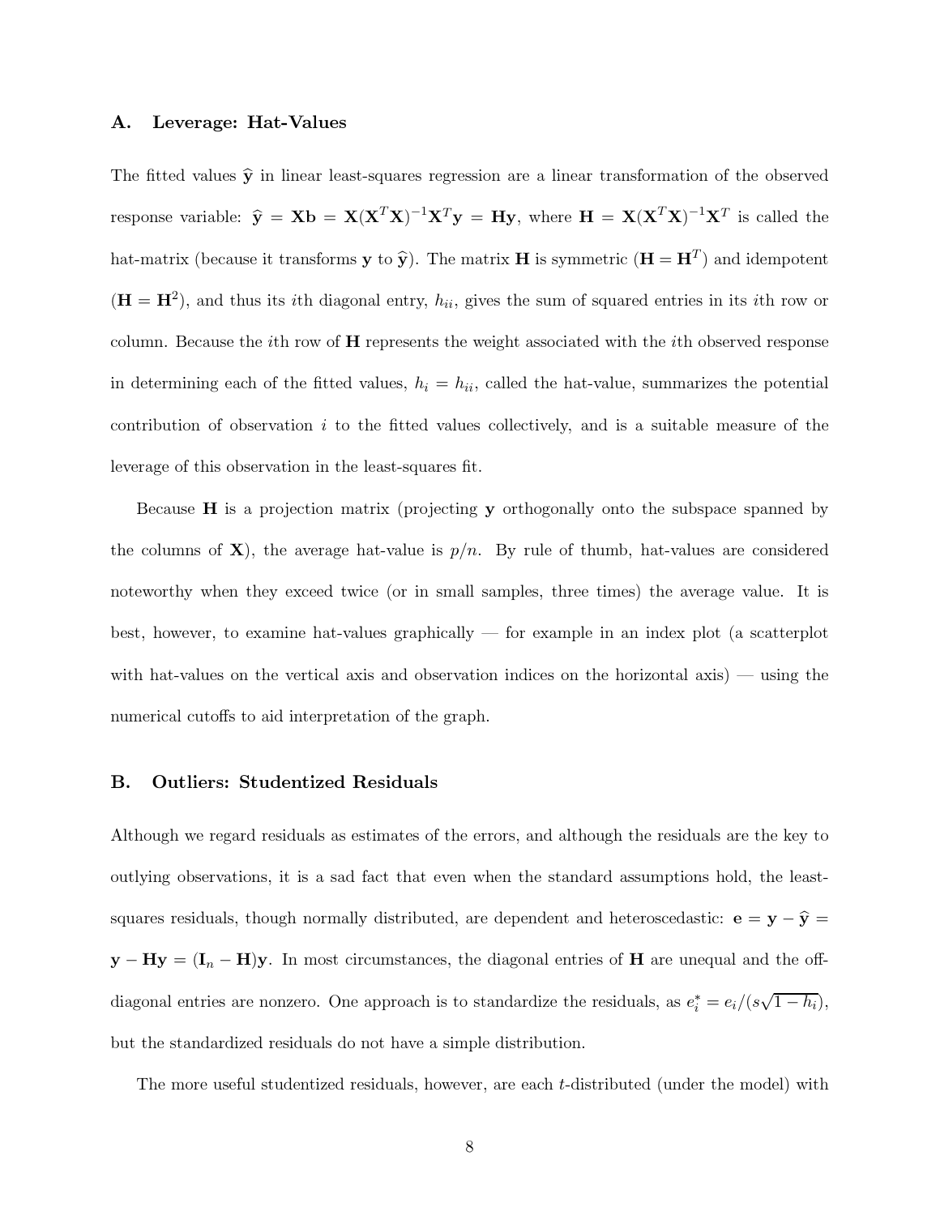### A. Leverage: Hat-Values

The fitted values $\widehat{\mathbf{y}}$ in linear least-squares regression are a linear transformation of the observed response variable: $\widehat{\mathbf{y}} = \mathbf{X}\mathbf{b} = \mathbf{X}(\mathbf{X}^T\mathbf{X})^{-1}\mathbf{X}^T\mathbf{y} = \mathbf{H}\mathbf{y}$, where $\mathbf{H} = \mathbf{X}(\mathbf{X}^T\mathbf{X})^{-1}\mathbf{X}^T$ is called the hat-matrix (because it transforms $\mathbf{y}$ to $\widehat{\mathbf{y}}$). The matrix $\mathbf{H}$ is symmetric ($\mathbf{H} = \mathbf{H}^T$) and idempotent ($\mathbf{H} = \mathbf{H}^2$), and thus its $i$th diagonal entry, $h_{ii}$, gives the sum of squared entries in its $i$th row or column. Because the $i$th row of $\mathbf{H}$ represents the weight associated with the $i$th observed response in determining each of the fitted values, $h_i = h_{ii}$, called the hat-value, summarizes the potential contribution of observation $i$ to the fitted values collectively, and is a suitable measure of the leverage of this observation in the least-squares fit.

Because $\mathbf{H}$ is a projection matrix (projecting $\mathbf{y}$ orthogonally onto the subspace spanned by the columns of $\mathbf{X}$), the average hat-value is $p/n$. By rule of thumb, hat-values are considered noteworthy when they exceed twice (or in small samples, three times) the average value. It is best, however, to examine hat-values graphically — for example in an index plot (a scatterplot with hat-values on the vertical axis and observation indices on the horizontal axis) — using the numerical cutoffs to aid interpretation of the graph.

### B. Outliers: Studentized Residuals

Although we regard residuals as estimates of the errors, and although the residuals are the key to outlying observations, it is a sad fact that even when the standard assumptions hold, the least-squares residuals, though normally distributed, are dependent and heteroscedastic: $\mathbf{e} = \mathbf{y} - \widehat{\mathbf{y}} = \mathbf{y} - \mathbf{H}\mathbf{y} = (\mathbf{I}_n - \mathbf{H})\mathbf{y}$. In most circumstances, the diagonal entries of $\mathbf{H}$ are unequal and the off-diagonal entries are nonzero. One approach is to standardize the residuals, as $e_i^* = e_i/(s\sqrt{1 - h_i})$, but the standardized residuals do not have a simple distribution.

The more useful studentized residuals, however, are each $t$-distributed (under the model) with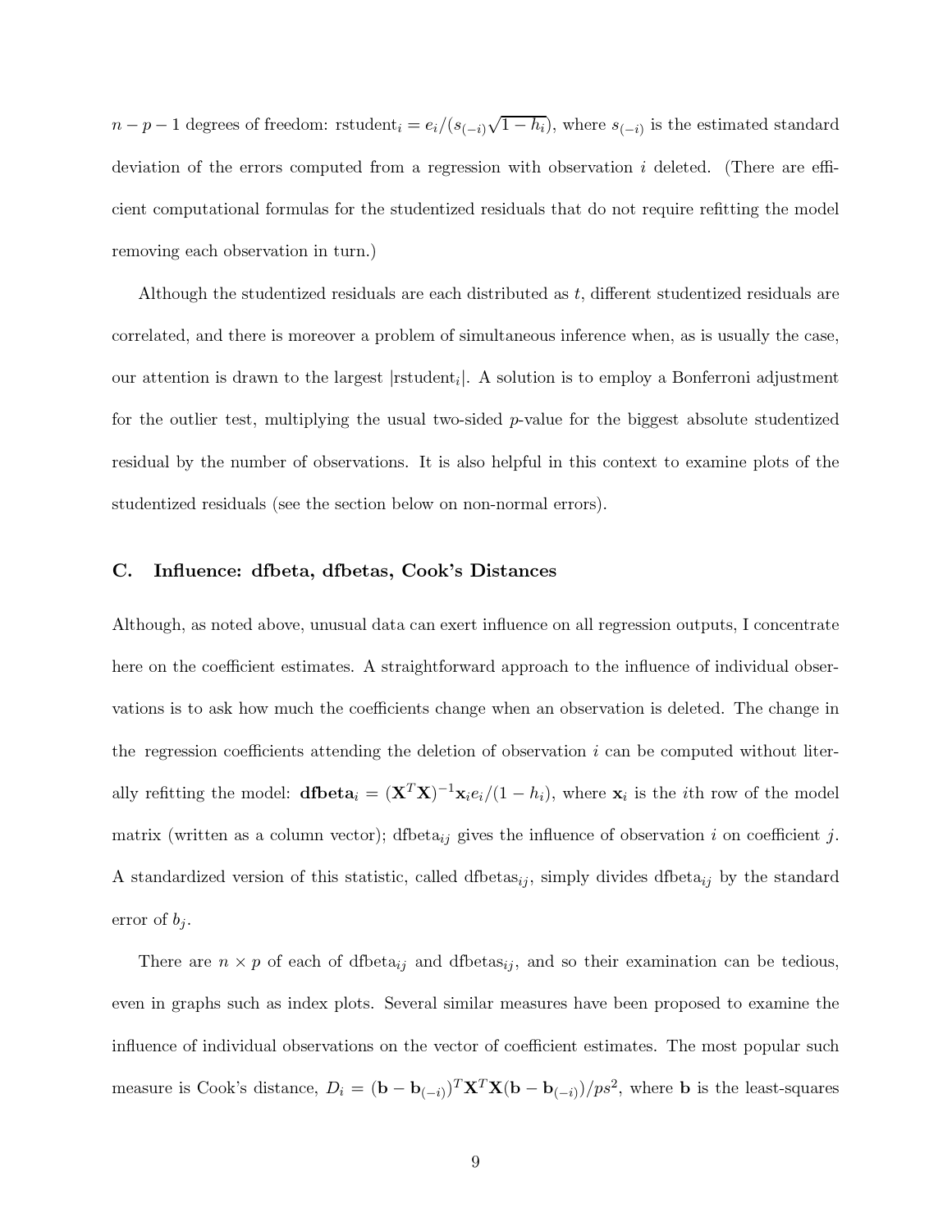$n - p - 1$ degrees of freedom: $\text{rstudent}_i = e_i/(s_{(-i)}\sqrt{1 - h_i})$, where $s_{(-i)}$ is the estimated standard deviation of the errors computed from a regression with observation $i$ deleted. (There are efficient computational formulas for the studentized residuals that do not require refitting the model removing each observation in turn.)

Although the studentized residuals are each distributed as $t$, different studentized residuals are correlated, and there is moreover a problem of simultaneous inference when, as is usually the case, our attention is drawn to the largest $|\text{rstudent}_i|$. A solution is to employ a Bonferroni adjustment for the outlier test, multiplying the usual two-sided $p$-value for the biggest absolute studentized residual by the number of observations. It is also helpful in this context to examine plots of the studentized residuals (see the section below on non-normal errors).

### C. Influence: dfbeta, dfbetas, Cook's Distances

Although, as noted above, unusual data can exert influence on all regression outputs, I concentrate here on the coefficient estimates. A straightforward approach to the influence of individual observations is to ask how much the coefficients change when an observation is deleted. The change in the regression coefficients attending the deletion of observation $i$ can be computed without literally refitting the model: $\mathbf{dfbeta}_i = (\mathbf{X}^T\mathbf{X})^{-1}\mathbf{x}_i e_i/(1 - h_i)$, where $\mathbf{x}_i$ is the $i$th row of the model matrix (written as a column vector); $\text{dfbeta}_{ij}$ gives the influence of observation $i$ on coefficient $j$. A standardized version of this statistic, called $\text{dfbetas}_{ij}$, simply divides $\text{dfbeta}_{ij}$ by the standard error of $b_j$.

There are $n \times p$ of each of $\text{dfbeta}_{ij}$ and $\text{dfbetas}_{ij}$, and so their examination can be tedious, even in graphs such as index plots. Several similar measures have been proposed to examine the influence of individual observations on the vector of coefficient estimates. The most popular such measure is Cook's distance, $D_i = (\mathbf{b} - \mathbf{b}_{(-i)})^T\mathbf{X}^T\mathbf{X}(\mathbf{b} - \mathbf{b}_{(-i)})/ps^2$, where $\mathbf{b}$ is the least-squares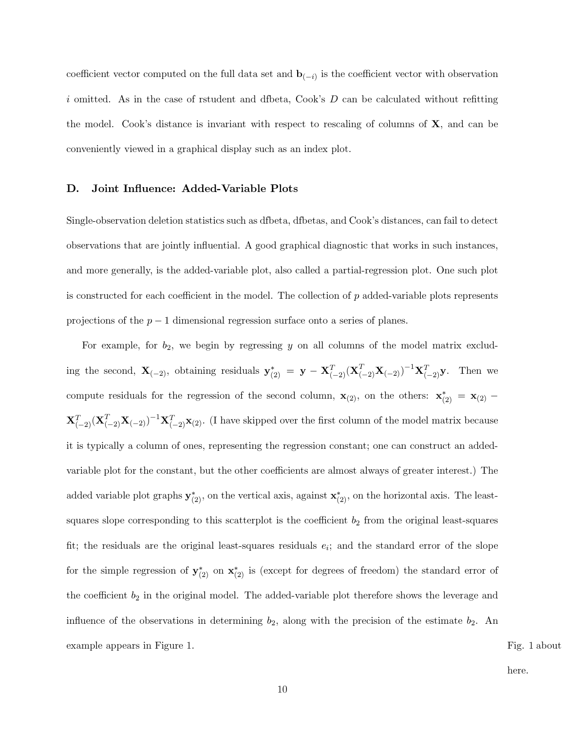coefficient vector computed on the full data set and $\mathbf{b}_{(-i)}$ is the coefficient vector with observation $i$ omitted. As in the case of rstudent and dfbeta, Cook's $D$ can be calculated without refitting the model. Cook's distance is invariant with respect to rescaling of columns of $\mathbf{X}$, and can be conveniently viewed in a graphical display such as an index plot.

### D. Joint Influence: Added-Variable Plots

Single-observation deletion statistics such as dfbeta, dfbetas, and Cook's distances, can fail to detect observations that are jointly influential. A good graphical diagnostic that works in such instances, and more generally, is the added-variable plot, also called a partial-regression plot. One such plot is constructed for each coefficient in the model. The collection of $p$ added-variable plots represents projections of the $p-1$ dimensional regression surface onto a series of planes.

For example, for $b_2$, we begin by regressing $y$ on all columns of the model matrix excluding the second, $\mathbf{X}_{(-2)}$, obtaining residuals $\mathbf{y}^*_{(2)} = \mathbf{y} - \mathbf{X}^T_{(-2)}(\mathbf{X}^T_{(-2)}\mathbf{X}_{(-2)})^{-1}\mathbf{X}^T_{(-2)}\mathbf{y}$. Then we compute residuals for the regression of the second column, $\mathbf{x}_{(2)}$, on the others: $\mathbf{x}^*_{(2)} = \mathbf{x}_{(2)} - \mathbf{X}^T_{(-2)}(\mathbf{X}^T_{(-2)}\mathbf{X}_{(-2)})^{-1}\mathbf{X}^T_{(-2)}\mathbf{x}_{(2)}$. (I have skipped over the first column of the model matrix because it is typically a column of ones, representing the regression constant; one can construct an added-variable plot for the constant, but the other coefficients are almost always of greater interest.) The added variable plot graphs $\mathbf{y}^*_{(2)}$, on the vertical axis, against $\mathbf{x}^*_{(2)}$, on the horizontal axis. The least-squares slope corresponding to this scatterplot is the coefficient $b_2$ from the original least-squares fit; the residuals are the original least-squares residuals $e_i$; and the standard error of the slope for the simple regression of $\mathbf{y}^*_{(2)}$ on $\mathbf{x}^*_{(2)}$ is (except for degrees of freedom) the standard error of the coefficient $b_2$ in the original model. The added-variable plot therefore shows the leverage and influence of the observations in determining $b_2$, along with the precision of the estimate $b_2$. An example appears in Figure 1.

Fig. 1 about here.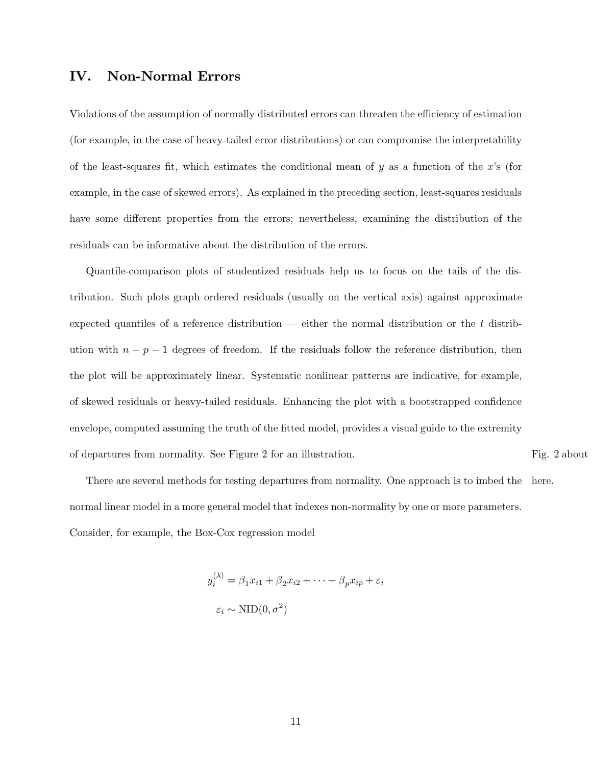## IV. Non-Normal Errors

Violations of the assumption of normally distributed errors can threaten the efficiency of estimation (for example, in the case of heavy-tailed error distributions) or can compromise the interpretability of the least-squares fit, which estimates the conditional mean of $y$ as a function of the $x$'s (for example, in the case of skewed errors). As explained in the preceding section, least-squares residuals have some different properties from the errors; nevertheless, examining the distribution of the residuals can be informative about the distribution of the errors.

Quantile-comparison plots of studentized residuals help us to focus on the tails of the distribution. Such plots graph ordered residuals (usually on the vertical axis) against approximate expected quantiles of a reference distribution — either the normal distribution or the $t$ distribution with $n - p - 1$ degrees of freedom. If the residuals follow the reference distribution, then the plot will be approximately linear. Systematic nonlinear patterns are indicative, for example, of skewed residuals or heavy-tailed residuals. Enhancing the plot with a bootstrapped confidence envelope, computed assuming the truth of the fitted model, provides a visual guide to the extremity of departures from normality. See Figure 2 for an illustration.

Fig. 2 about here.

There are several methods for testing departures from normality. One approach is to imbed the normal linear model in a more general model that indexes non-normality by one or more parameters. Consider, for example, the Box-Cox regression model

$$y_i^{(\lambda)} = \beta_1 x_{i1} + \beta_2 x_{i2} + \cdots + \beta_p x_{ip} + \varepsilon_i$$

$$\varepsilon_i \sim \text{NID}(0, \sigma^2)$$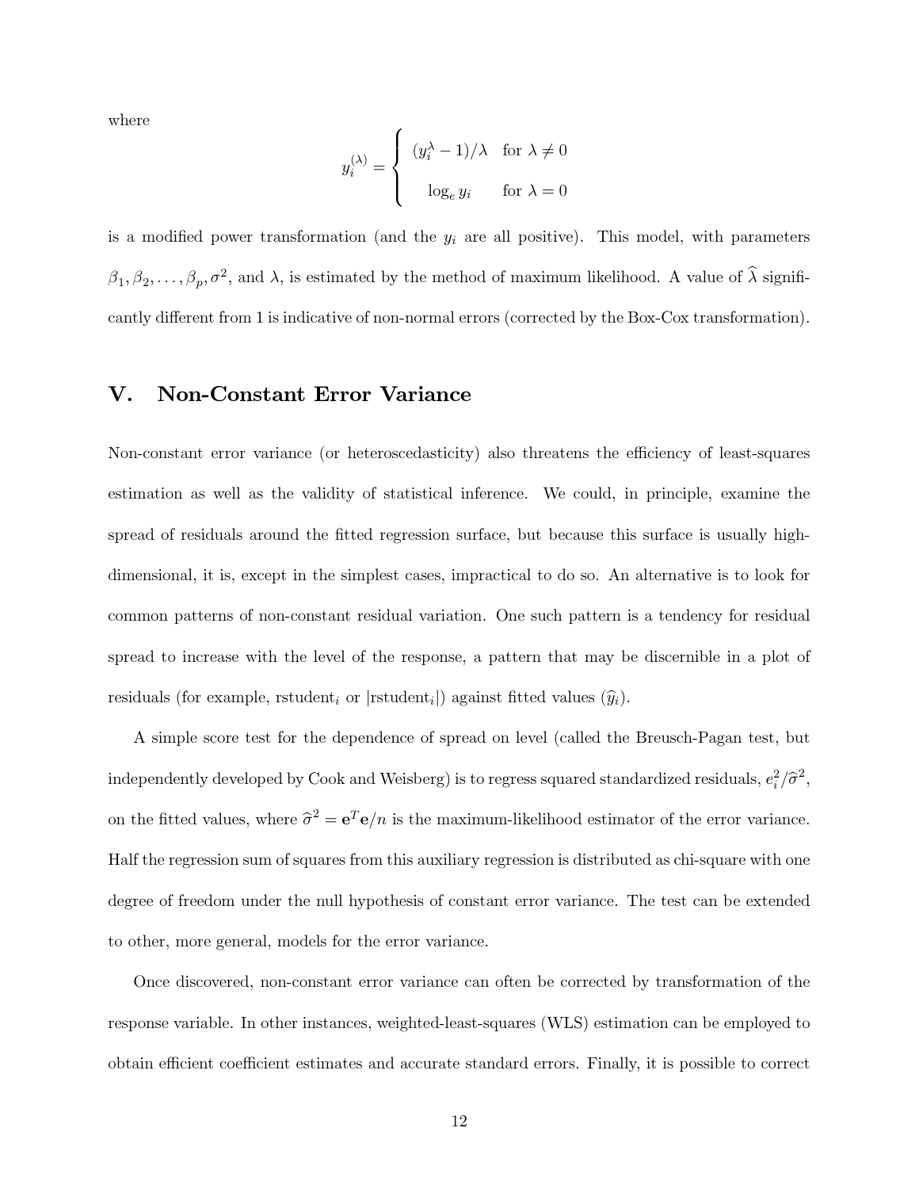where

$$y_i^{(\lambda)} = \begin{cases} (y_i^\lambda - 1)/\lambda & \text{for } \lambda \neq 0 \\ \log_e y_i & \text{for } \lambda = 0 \end{cases}$$

is a modified power transformation (and the $y_i$ are all positive). This model, with parameters $\beta_1, \beta_2, \ldots, \beta_p, \sigma^2$, and $\lambda$, is estimated by the method of maximum likelihood. A value of $\widehat{\lambda}$ significantly different from 1 is indicative of non-normal errors (corrected by the Box-Cox transformation).

## V. Non-Constant Error Variance

Non-constant error variance (or heteroscedasticity) also threatens the efficiency of least-squares estimation as well as the validity of statistical inference. We could, in principle, examine the spread of residuals around the fitted regression surface, but because this surface is usually high-dimensional, it is, except in the simplest cases, impractical to do so. An alternative is to look for common patterns of non-constant residual variation. One such pattern is a tendency for residual spread to increase with the level of the response, a pattern that may be discernible in a plot of residuals (for example, $\text{rstudent}_i$ or $|\text{rstudent}_i|$) against fitted values ($\widehat{y}_i$).

A simple score test for the dependence of spread on level (called the Breusch-Pagan test, but independently developed by Cook and Weisberg) is to regress squared standardized residuals, $e_i^2/\widehat{\sigma}^2$, on the fitted values, where $\widehat{\sigma}^2 = \mathbf{e}^T\mathbf{e}/n$ is the maximum-likelihood estimator of the error variance. Half the regression sum of squares from this auxiliary regression is distributed as chi-square with one degree of freedom under the null hypothesis of constant error variance. The test can be extended to other, more general, models for the error variance.

Once discovered, non-constant error variance can often be corrected by transformation of the response variable. In other instances, weighted-least-squares (WLS) estimation can be employed to obtain efficient coefficient estimates and accurate standard errors. Finally, it is possible to correct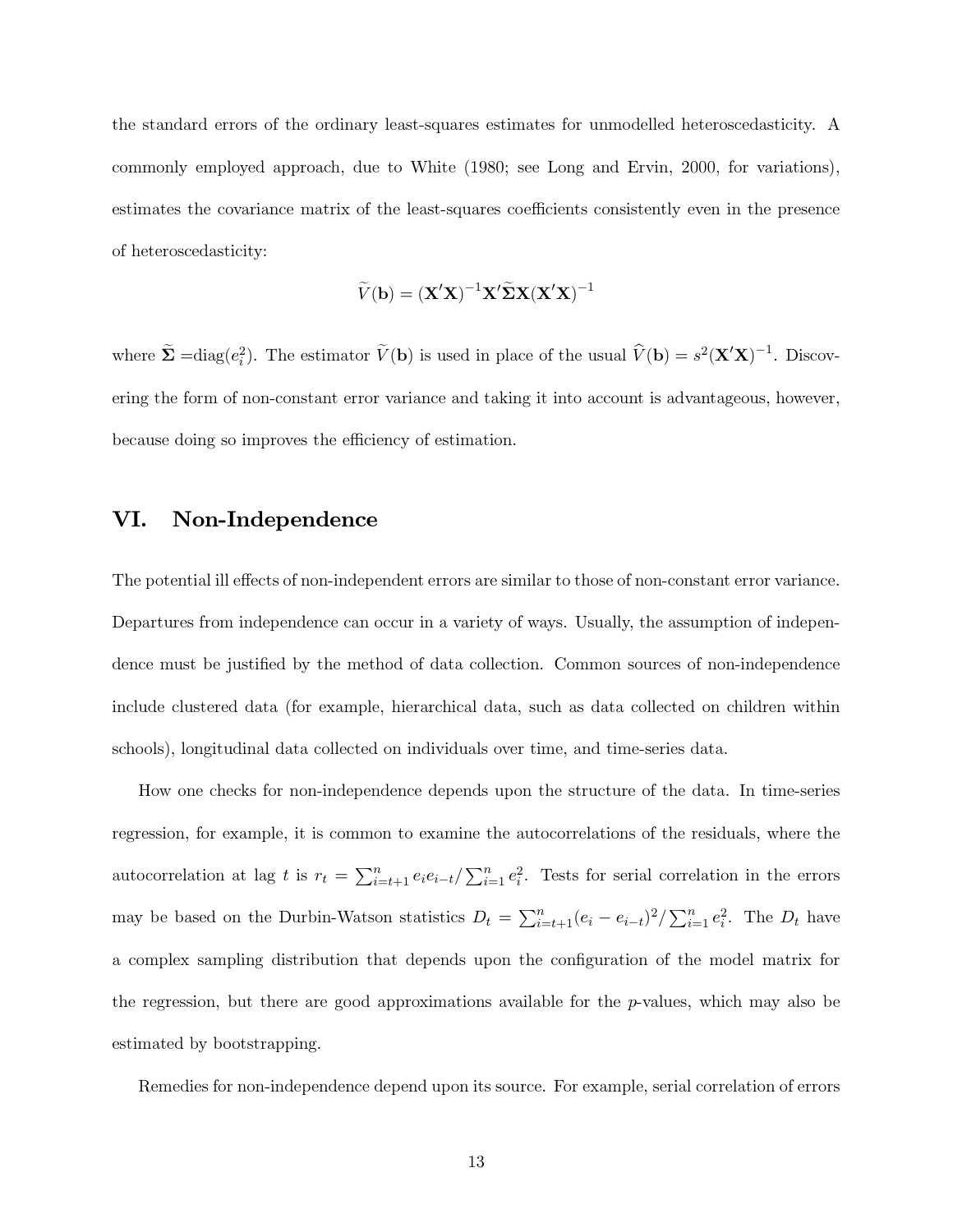the standard errors of the ordinary least-squares estimates for unmodelled heteroscedasticity. A commonly employed approach, due to White (1980; see Long and Ervin, 2000, for variations), estimates the covariance matrix of the least-squares coefficients consistently even in the presence of heteroscedasticity:

$$\widetilde{V}(\mathbf{b}) = (\mathbf{X}'\mathbf{X})^{-1}\mathbf{X}'\widetilde{\mathbf{\Sigma}}\mathbf{X}(\mathbf{X}'\mathbf{X})^{-1}$$

where $\widetilde{\mathbf{\Sigma}}$ =diag($e_i^2$). The estimator $\widetilde{V}(\mathbf{b})$ is used in place of the usual $\widehat{V}(\mathbf{b}) = s^2(\mathbf{X}'\mathbf{X})^{-1}$. Discovering the form of non-constant error variance and taking it into account is advantageous, however, because doing so improves the efficiency of estimation.

## VI. Non-Independence

The potential ill effects of non-independent errors are similar to those of non-constant error variance. Departures from independence can occur in a variety of ways. Usually, the assumption of independence must be justified by the method of data collection. Common sources of non-independence include clustered data (for example, hierarchical data, such as data collected on children within schools), longitudinal data collected on individuals over time, and time-series data.

How one checks for non-independence depends upon the structure of the data. In time-series regression, for example, it is common to examine the autocorrelations of the residuals, where the autocorrelation at lag $t$ is $r_t = \sum_{i=t+1}^{n} e_i e_{i-t} / \sum_{i=1}^{n} e_i^2$. Tests for serial correlation in the errors may be based on the Durbin-Watson statistics $D_t = \sum_{i=t+1}^{n} (e_i - e_{i-t})^2 / \sum_{i=1}^{n} e_i^2$. The $D_t$ have a complex sampling distribution that depends upon the configuration of the model matrix for the regression, but there are good approximations available for the $p$-values, which may also be estimated by bootstrapping.

Remedies for non-independence depend upon its source. For example, serial correlation of errors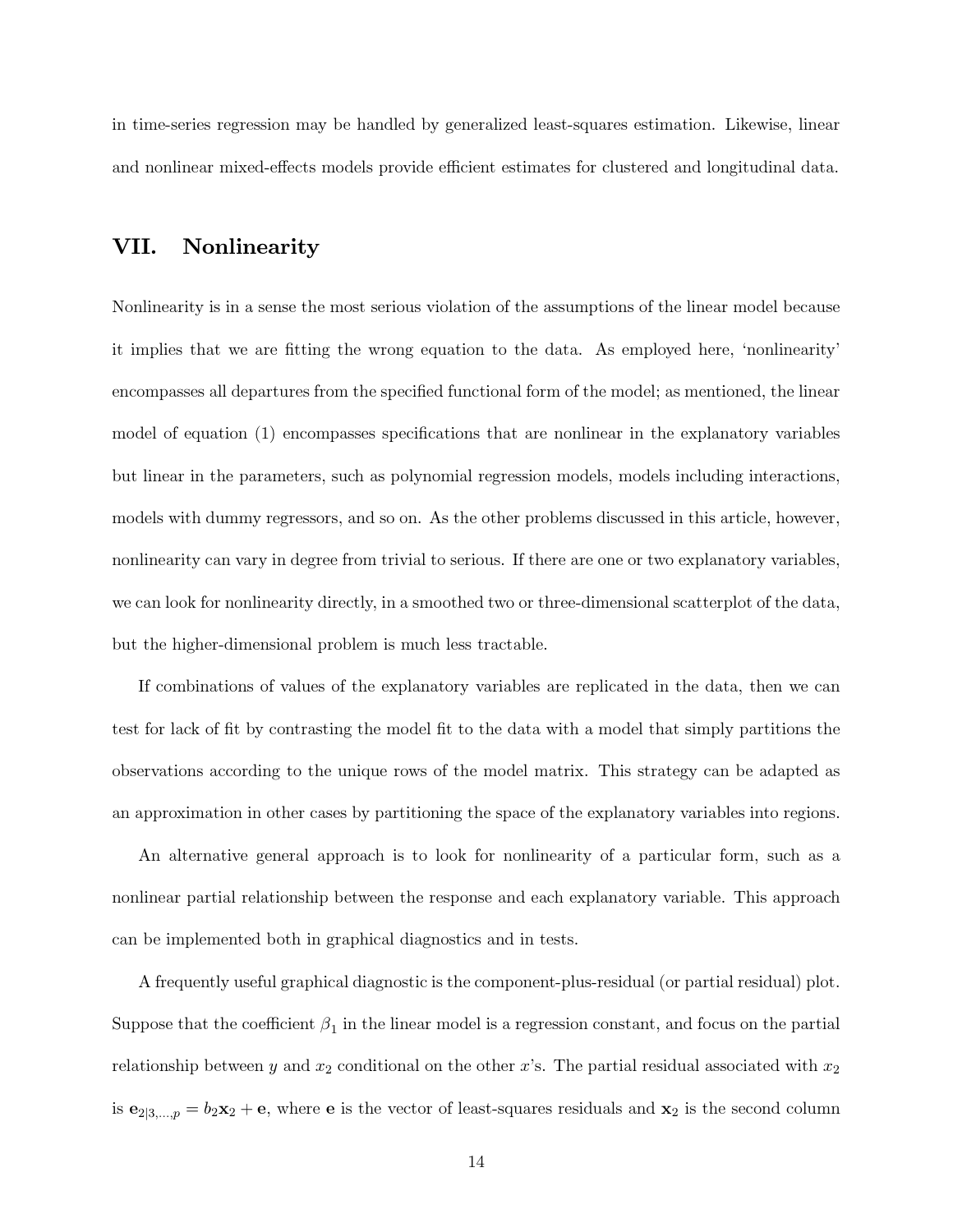in time-series regression may be handled by generalized least-squares estimation. Likewise, linear and nonlinear mixed-effects models provide efficient estimates for clustered and longitudinal data.

## VII. Nonlinearity

Nonlinearity is in a sense the most serious violation of the assumptions of the linear model because it implies that we are fitting the wrong equation to the data. As employed here, 'nonlinearity' encompasses all departures from the specified functional form of the model; as mentioned, the linear model of equation (1) encompasses specifications that are nonlinear in the explanatory variables but linear in the parameters, such as polynomial regression models, models including interactions, models with dummy regressors, and so on. As the other problems discussed in this article, however, nonlinearity can vary in degree from trivial to serious. If there are one or two explanatory variables, we can look for nonlinearity directly, in a smoothed two or three-dimensional scatterplot of the data, but the higher-dimensional problem is much less tractable.

If combinations of values of the explanatory variables are replicated in the data, then we can test for lack of fit by contrasting the model fit to the data with a model that simply partitions the observations according to the unique rows of the model matrix. This strategy can be adapted as an approximation in other cases by partitioning the space of the explanatory variables into regions.

An alternative general approach is to look for nonlinearity of a particular form, such as a nonlinear partial relationship between the response and each explanatory variable. This approach can be implemented both in graphical diagnostics and in tests.

A frequently useful graphical diagnostic is the component-plus-residual (or partial residual) plot. Suppose that the coefficient $\beta_1$ in the linear model is a regression constant, and focus on the partial relationship between $y$ and $x_2$ conditional on the other $x$'s. The partial residual associated with $x_2$ is $\mathbf{e}_{2|3,\ldots,p} = b_2\mathbf{x}_2 + \mathbf{e}$, where $\mathbf{e}$ is the vector of least-squares residuals and $\mathbf{x}_2$ is the second column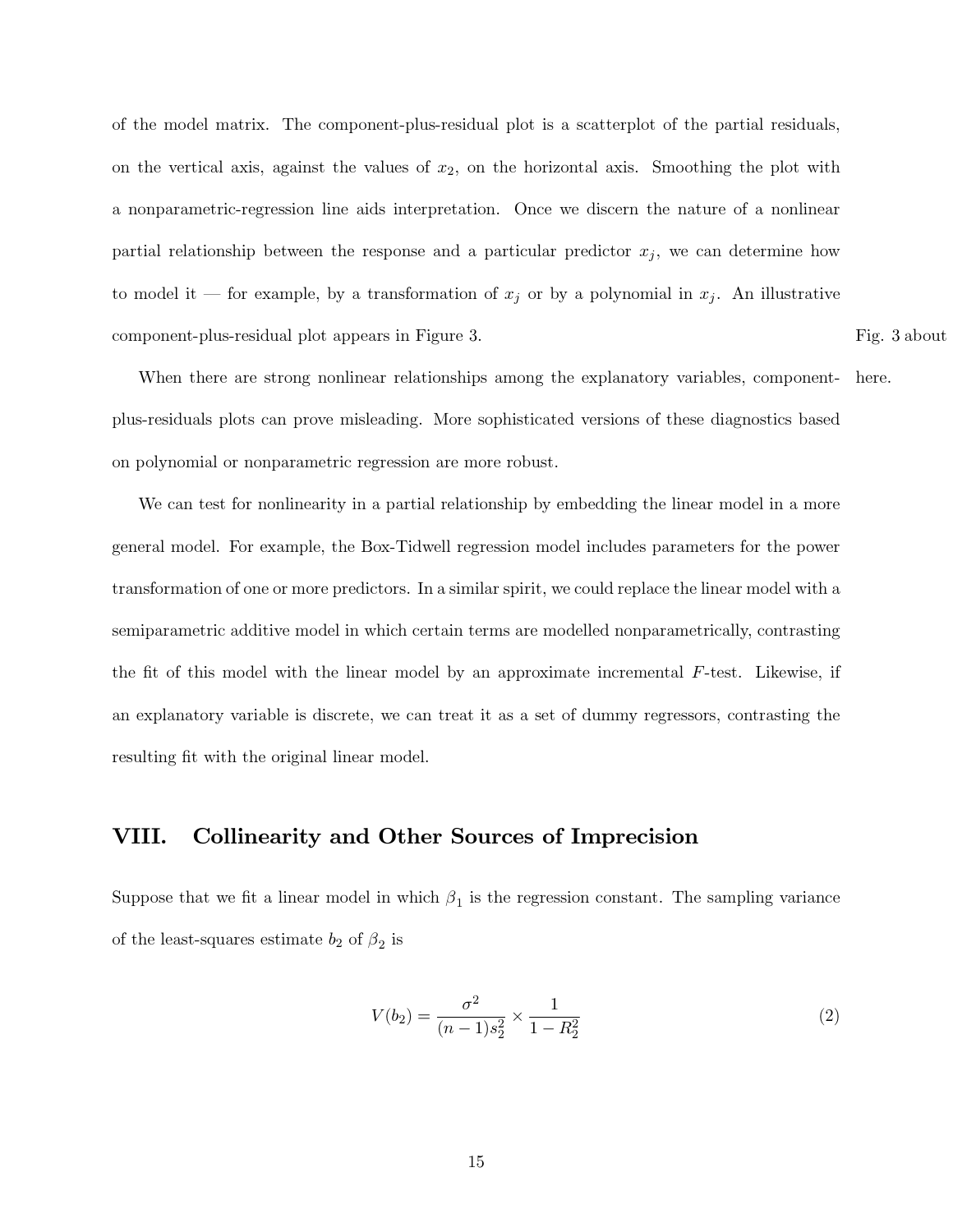of the model matrix. The component-plus-residual plot is a scatterplot of the partial residuals, on the vertical axis, against the values of $x_2$, on the horizontal axis. Smoothing the plot with a nonparametric-regression line aids interpretation. Once we discern the nature of a nonlinear partial relationship between the response and a particular predictor $x_j$, we can determine how to model it — for example, by a transformation of $x_j$ or by a polynomial in $x_j$. An illustrative component-plus-residual plot appears in Figure 3.

Fig. 3 about here.

When there are strong nonlinear relationships among the explanatory variables, component-plus-residuals plots can prove misleading. More sophisticated versions of these diagnostics based on polynomial or nonparametric regression are more robust.

We can test for nonlinearity in a partial relationship by embedding the linear model in a more general model. For example, the Box-Tidwell regression model includes parameters for the power transformation of one or more predictors. In a similar spirit, we could replace the linear model with a semiparametric additive model in which certain terms are modelled nonparametrically, contrasting the fit of this model with the linear model by an approximate incremental $F$-test. Likewise, if an explanatory variable is discrete, we can treat it as a set of dummy regressors, contrasting the resulting fit with the original linear model.

## VIII. Collinearity and Other Sources of Imprecision

Suppose that we fit a linear model in which $\beta_1$ is the regression constant. The sampling variance of the least-squares estimate $b_2$ of $\beta_2$ is

$$V(b_2) = \frac{\sigma^2}{(n-1)s_2^2} \times \frac{1}{1 - R_2^2} \tag{2}$$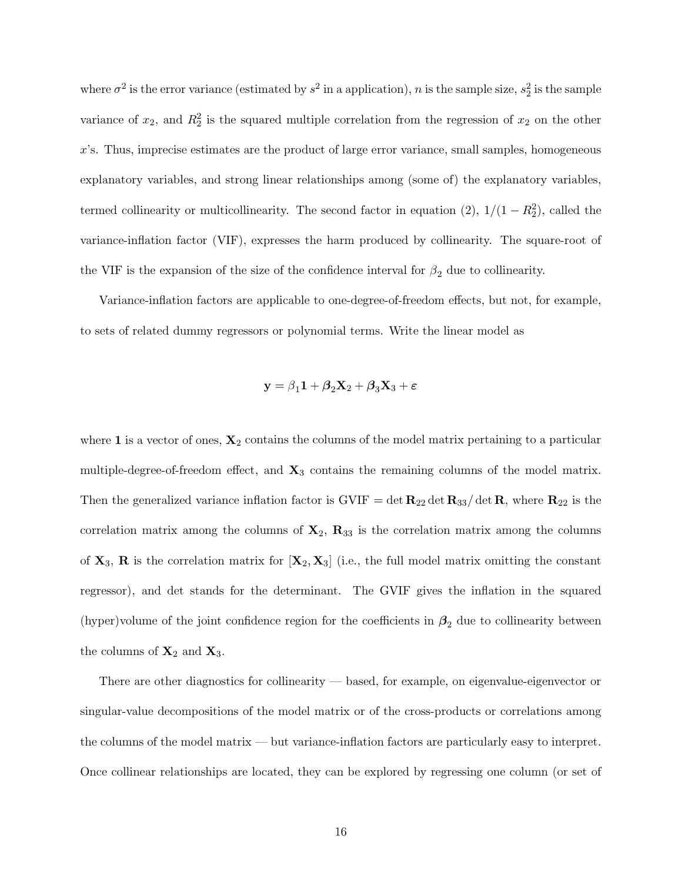where $\sigma^2$ is the error variance (estimated by $s^2$ in a application), $n$ is the sample size, $s_2^2$ is the sample variance of $x_2$, and $R_2^2$ is the squared multiple correlation from the regression of $x_2$ on the other $x$'s. Thus, imprecise estimates are the product of large error variance, small samples, homogeneous explanatory variables, and strong linear relationships among (some of) the explanatory variables, termed collinearity or multicollinearity. The second factor in equation (2), $1/(1 - R_2^2)$, called the variance-inflation factor (VIF), expresses the harm produced by collinearity. The square-root of the VIF is the expansion of the size of the confidence interval for $\beta_2$ due to collinearity.

Variance-inflation factors are applicable to one-degree-of-freedom effects, but not, for example, to sets of related dummy regressors or polynomial terms. Write the linear model as

$$\mathbf{y} = \beta_1 \mathbf{1} + \boldsymbol{\beta}_2 \mathbf{X}_2 + \boldsymbol{\beta}_3 \mathbf{X}_3 + \boldsymbol{\varepsilon}$$

where $\mathbf{1}$ is a vector of ones, $\mathbf{X}_2$ contains the columns of the model matrix pertaining to a particular multiple-degree-of-freedom effect, and $\mathbf{X}_3$ contains the remaining columns of the model matrix. Then the generalized variance inflation factor is $\text{GVIF} = \det \mathbf{R}_{22} \det \mathbf{R}_{33} / \det \mathbf{R}$, where $\mathbf{R}_{22}$ is the correlation matrix among the columns of $\mathbf{X}_2$, $\mathbf{R}_{33}$ is the correlation matrix among the columns of $\mathbf{X}_3$, $\mathbf{R}$ is the correlation matrix for $[\mathbf{X}_2, \mathbf{X}_3]$ (i.e., the full model matrix omitting the constant regressor), and det stands for the determinant. The GVIF gives the inflation in the squared (hyper)volume of the joint confidence region for the coefficients in $\boldsymbol{\beta}_2$ due to collinearity between the columns of $\mathbf{X}_2$ and $\mathbf{X}_3$.

There are other diagnostics for collinearity — based, for example, on eigenvalue-eigenvector or singular-value decompositions of the model matrix or of the cross-products or correlations among the columns of the model matrix — but variance-inflation factors are particularly easy to interpret. Once collinear relationships are located, they can be explored by regressing one column (or set of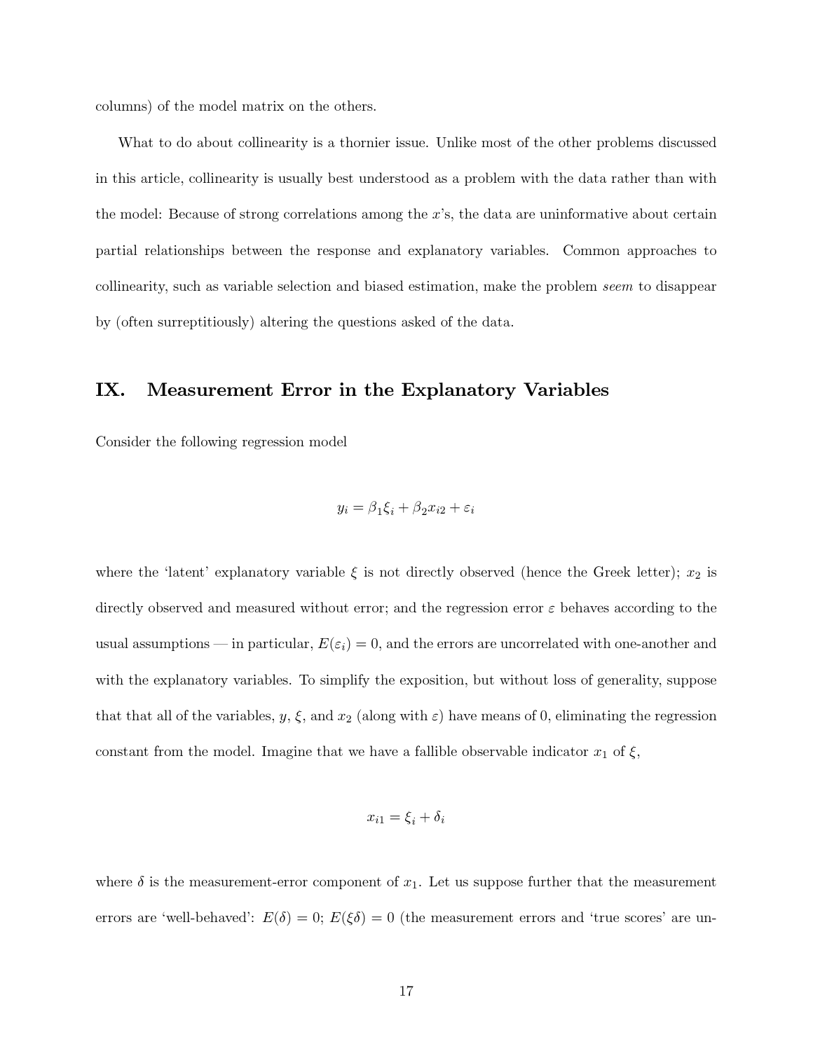columns) of the model matrix on the others.

What to do about collinearity is a thornier issue. Unlike most of the other problems discussed in this article, collinearity is usually best understood as a problem with the data rather than with the model: Because of strong correlations among the $x$'s, the data are uninformative about certain partial relationships between the response and explanatory variables. Common approaches to collinearity, such as variable selection and biased estimation, make the problem *seem* to disappear by (often surreptitiously) altering the questions asked of the data.

## IX. Measurement Error in the Explanatory Variables

Consider the following regression model

$$y_i = \beta_1 \xi_i + \beta_2 x_{i2} + \varepsilon_i$$

where the 'latent' explanatory variable $\xi$ is not directly observed (hence the Greek letter); $x_2$ is directly observed and measured without error; and the regression error $\varepsilon$ behaves according to the usual assumptions — in particular, $E(\varepsilon_i) = 0$, and the errors are uncorrelated with one-another and with the explanatory variables. To simplify the exposition, but without loss of generality, suppose that that all of the variables, $y$, $\xi$, and $x_2$ (along with $\varepsilon$) have means of 0, eliminating the regression constant from the model. Imagine that we have a fallible observable indicator $x_1$ of $\xi$,

$$x_{i1} = \xi_i + \delta_i$$

where $\delta$ is the measurement-error component of $x_1$. Let us suppose further that the measurement errors are 'well-behaved': $E(\delta) = 0$; $E(\xi\delta) = 0$ (the measurement errors and 'true scores' are un-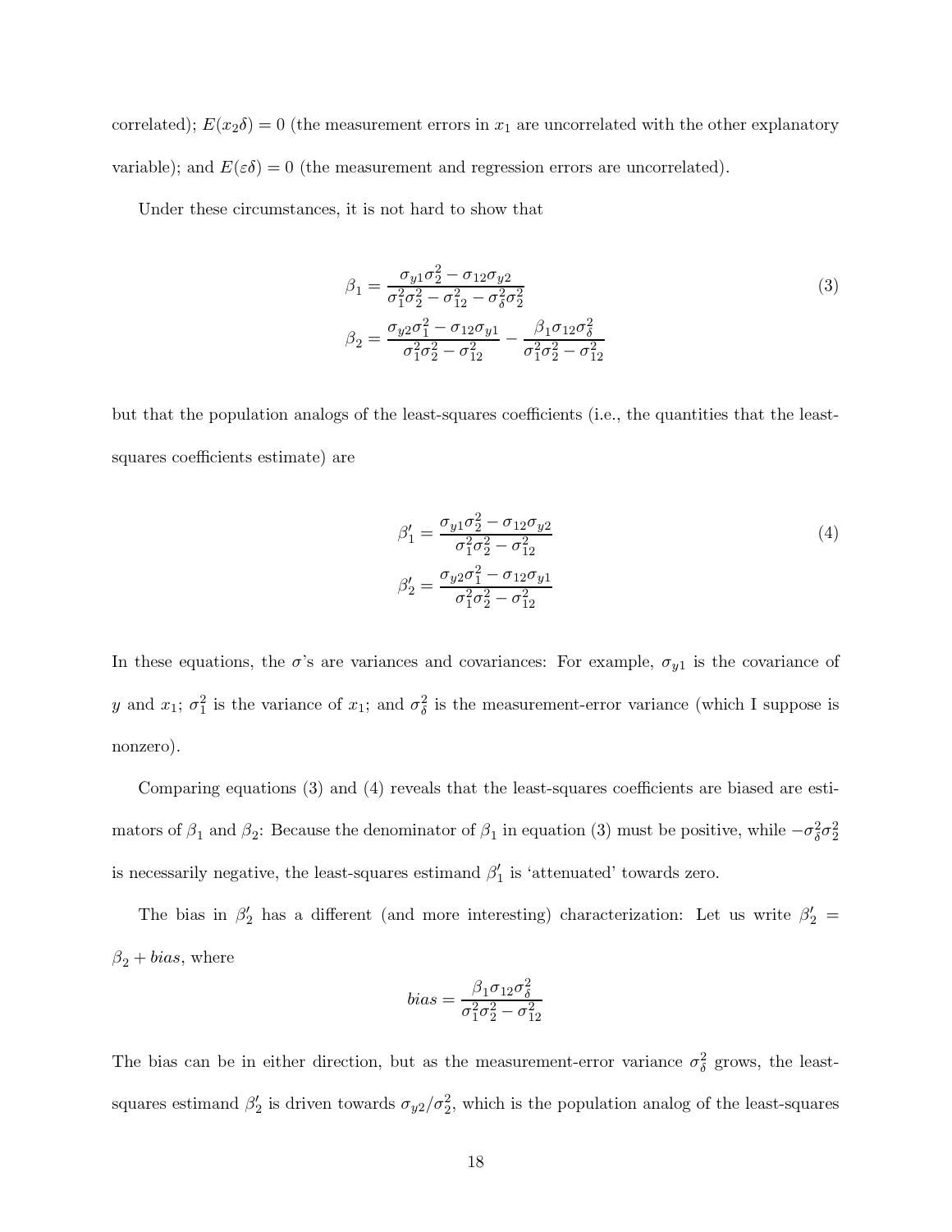correlated); $E(x_2\delta) = 0$ (the measurement errors in $x_1$ are uncorrelated with the other explanatory variable); and $E(\varepsilon\delta) = 0$ (the measurement and regression errors are uncorrelated).

Under these circumstances, it is not hard to show that

$$
\begin{aligned}
\beta_1 &= \frac{\sigma_{y1}\sigma_2^2 - \sigma_{12}\sigma_{y2}}{\sigma_1^2\sigma_2^2 - \sigma_{12}^2 - \sigma_\delta^2\sigma_2^2} \\
\beta_2 &= \frac{\sigma_{y2}\sigma_1^2 - \sigma_{12}\sigma_{y1}}{\sigma_1^2\sigma_2^2 - \sigma_{12}^2} - \frac{\beta_1\sigma_{12}\sigma_\delta^2}{\sigma_1^2\sigma_2^2 - \sigma_{12}^2}
\end{aligned}
\tag{3}
$$

but that the population analogs of the least-squares coefficients (i.e., the quantities that the least-squares coefficients estimate) are

$$
\begin{aligned}
\beta_1' &= \frac{\sigma_{y1}\sigma_2^2 - \sigma_{12}\sigma_{y2}}{\sigma_1^2\sigma_2^2 - \sigma_{12}^2} \\
\beta_2' &= \frac{\sigma_{y2}\sigma_1^2 - \sigma_{12}\sigma_{y1}}{\sigma_1^2\sigma_2^2 - \sigma_{12}^2}
\end{aligned}
\tag{4}
$$

In these equations, the $\sigma$'s are variances and covariances: For example, $\sigma_{y1}$ is the covariance of $y$ and $x_1$; $\sigma_1^2$ is the variance of $x_1$; and $\sigma_\delta^2$ is the measurement-error variance (which I suppose is nonzero).

Comparing equations (3) and (4) reveals that the least-squares coefficients are biased are estimators of $\beta_1$ and $\beta_2$: Because the denominator of $\beta_1$ in equation (3) must be positive, while $-\sigma_\delta^2\sigma_2^2$ is necessarily negative, the least-squares estimand $\beta_1'$ is 'attenuated' towards zero.

The bias in $\beta_2'$ has a different (and more interesting) characterization: Let us write $\beta_2' = \beta_2 + bias$, where

$$
bias = \frac{\beta_1\sigma_{12}\sigma_\delta^2}{\sigma_1^2\sigma_2^2 - \sigma_{12}^2}
$$

The bias can be in either direction, but as the measurement-error variance $\sigma_\delta^2$ grows, the least-squares estimand $\beta_2'$ is driven towards $\sigma_{y2}/\sigma_2^2$, which is the population analog of the least-squares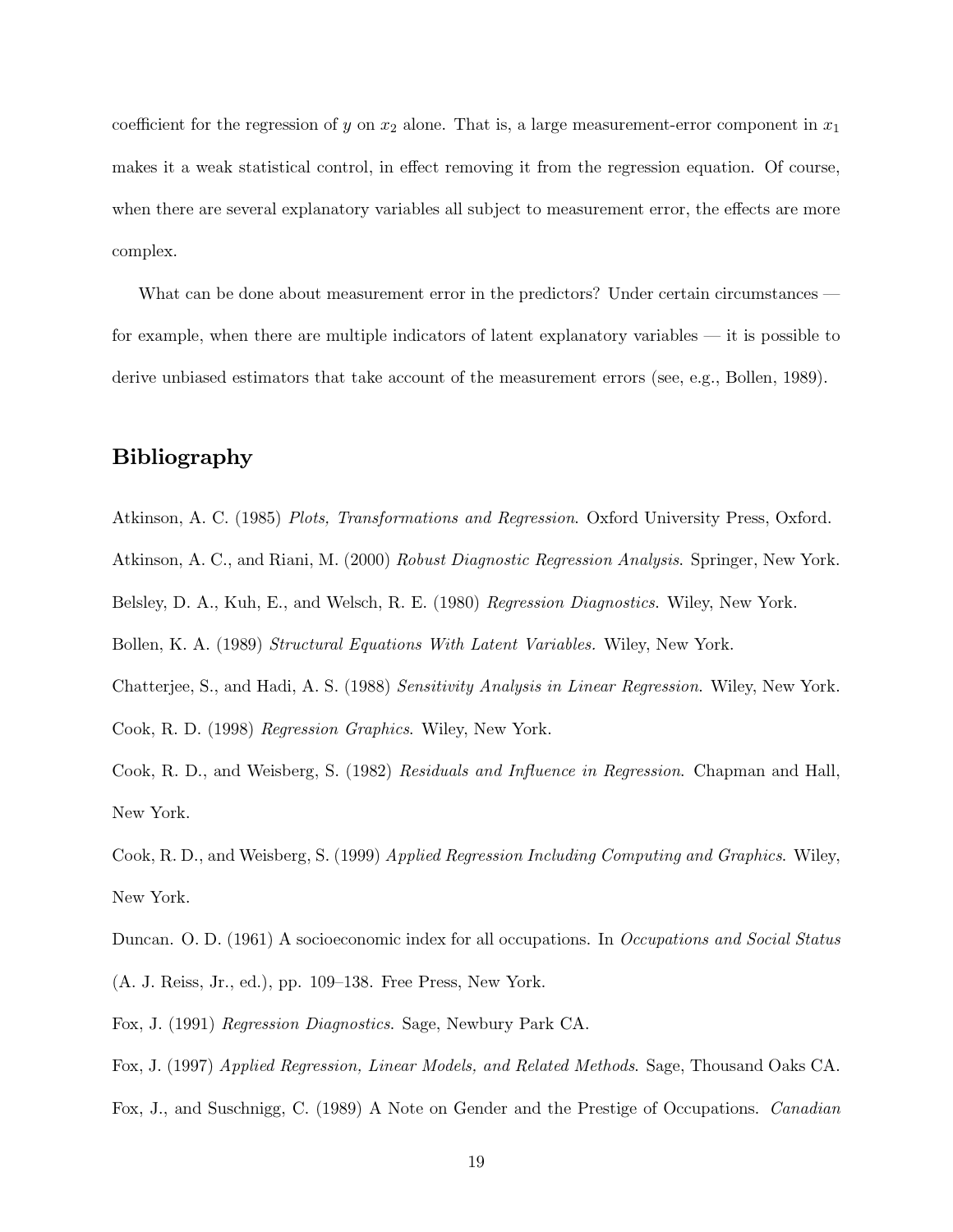coefficient for the regression of $y$ on $x_2$ alone. That is, a large measurement-error component in $x_1$ makes it a weak statistical control, in effect removing it from the regression equation. Of course, when there are several explanatory variables all subject to measurement error, the effects are more complex.

What can be done about measurement error in the predictors? Under certain circumstances — for example, when there are multiple indicators of latent explanatory variables — it is possible to derive unbiased estimators that take account of the measurement errors (see, e.g., Bollen, 1989).

## Bibliography

Atkinson, A. C. (1985) *Plots, Transformations and Regression*. Oxford University Press, Oxford.

Atkinson, A. C., and Riani, M. (2000) *Robust Diagnostic Regression Analysis*. Springer, New York.

Belsley, D. A., Kuh, E., and Welsch, R. E. (1980) *Regression Diagnostics*. Wiley, New York.

Bollen, K. A. (1989) *Structural Equations With Latent Variables*. Wiley, New York.

Chatterjee, S., and Hadi, A. S. (1988) *Sensitivity Analysis in Linear Regression*. Wiley, New York.

Cook, R. D. (1998) *Regression Graphics*. Wiley, New York.

Cook, R. D., and Weisberg, S. (1982) *Residuals and Influence in Regression*. Chapman and Hall, New York.

Cook, R. D., and Weisberg, S. (1999) *Applied Regression Including Computing and Graphics*. Wiley, New York.

Duncan. O. D. (1961) A socioeconomic index for all occupations. In *Occupations and Social Status* (A. J. Reiss, Jr., ed.), pp. 109–138. Free Press, New York.

Fox, J. (1991) *Regression Diagnostics*. Sage, Newbury Park CA.

Fox, J. (1997) *Applied Regression, Linear Models, and Related Methods*. Sage, Thousand Oaks CA.

Fox, J., and Suschnigg, C. (1989) A Note on Gender and the Prestige of Occupations. *Canadian*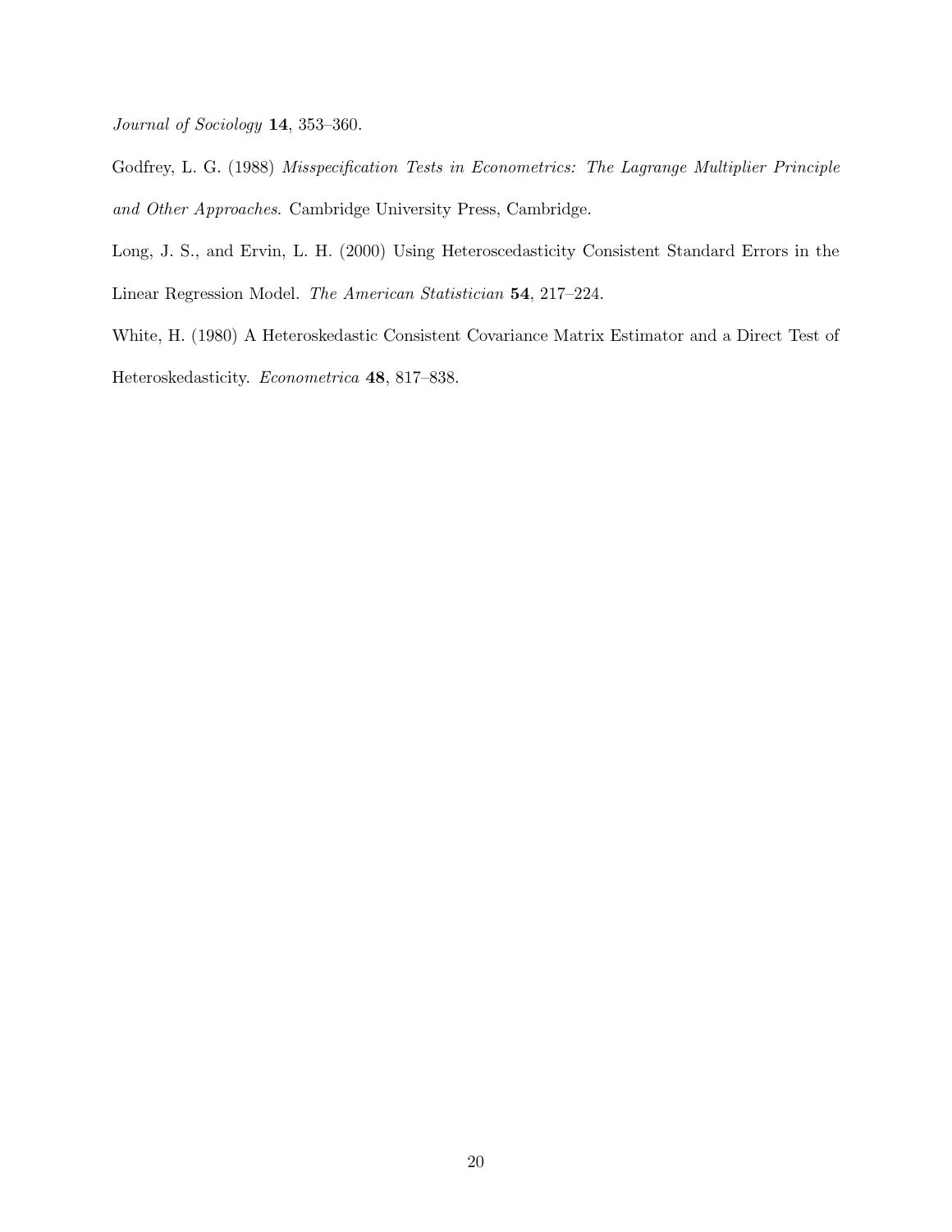*Journal of Sociology* **14**, 353–360.

Godfrey, L. G. (1988) *Misspecification Tests in Econometrics: The Lagrange Multiplier Principle and Other Approaches*. Cambridge University Press, Cambridge.

Long, J. S., and Ervin, L. H. (2000) Using Heteroscedasticity Consistent Standard Errors in the Linear Regression Model. *The American Statistician* **54**, 217–224.

White, H. (1980) A Heteroskedastic Consistent Covariance Matrix Estimator and a Direct Test of Heteroskedasticity. *Econometrica* **48**, 817–838.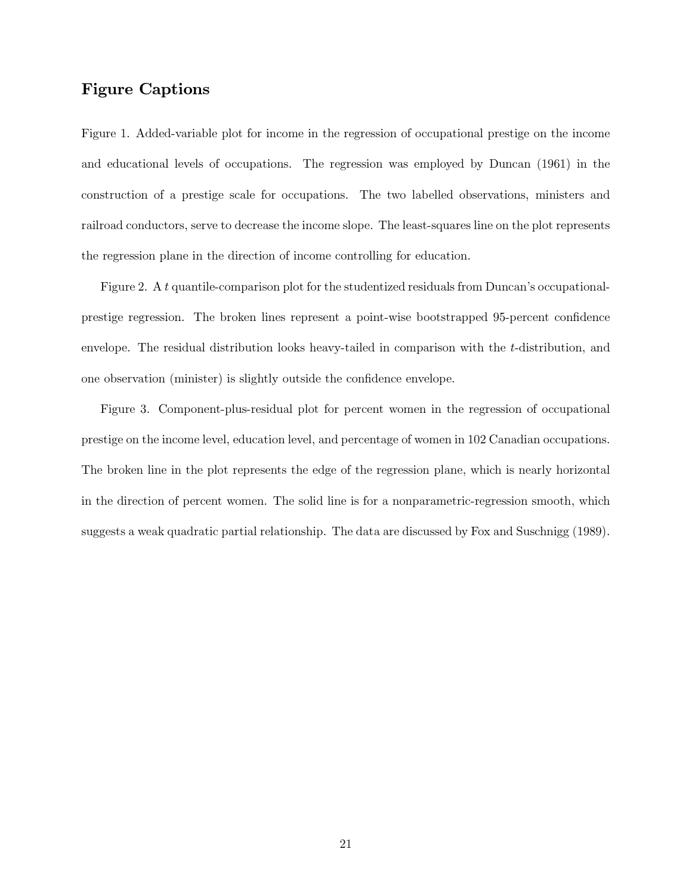## Figure Captions

Figure 1. Added-variable plot for income in the regression of occupational prestige on the income and educational levels of occupations. The regression was employed by Duncan (1961) in the construction of a prestige scale for occupations. The two labelled observations, ministers and railroad conductors, serve to decrease the income slope. The least-squares line on the plot represents the regression plane in the direction of income controlling for education.

Figure 2. A $t$ quantile-comparison plot for the studentized residuals from Duncan's occupational-prestige regression. The broken lines represent a point-wise bootstrapped 95-percent confidence envelope. The residual distribution looks heavy-tailed in comparison with the $t$-distribution, and one observation (minister) is slightly outside the confidence envelope.

Figure 3. Component-plus-residual plot for percent women in the regression of occupational prestige on the income level, education level, and percentage of women in 102 Canadian occupations. The broken line in the plot represents the edge of the regression plane, which is nearly horizontal in the direction of percent women. The solid line is for a nonparametric-regression smooth, which suggests a weak quadratic partial relationship. The data are discussed by Fox and Suschnigg (1989).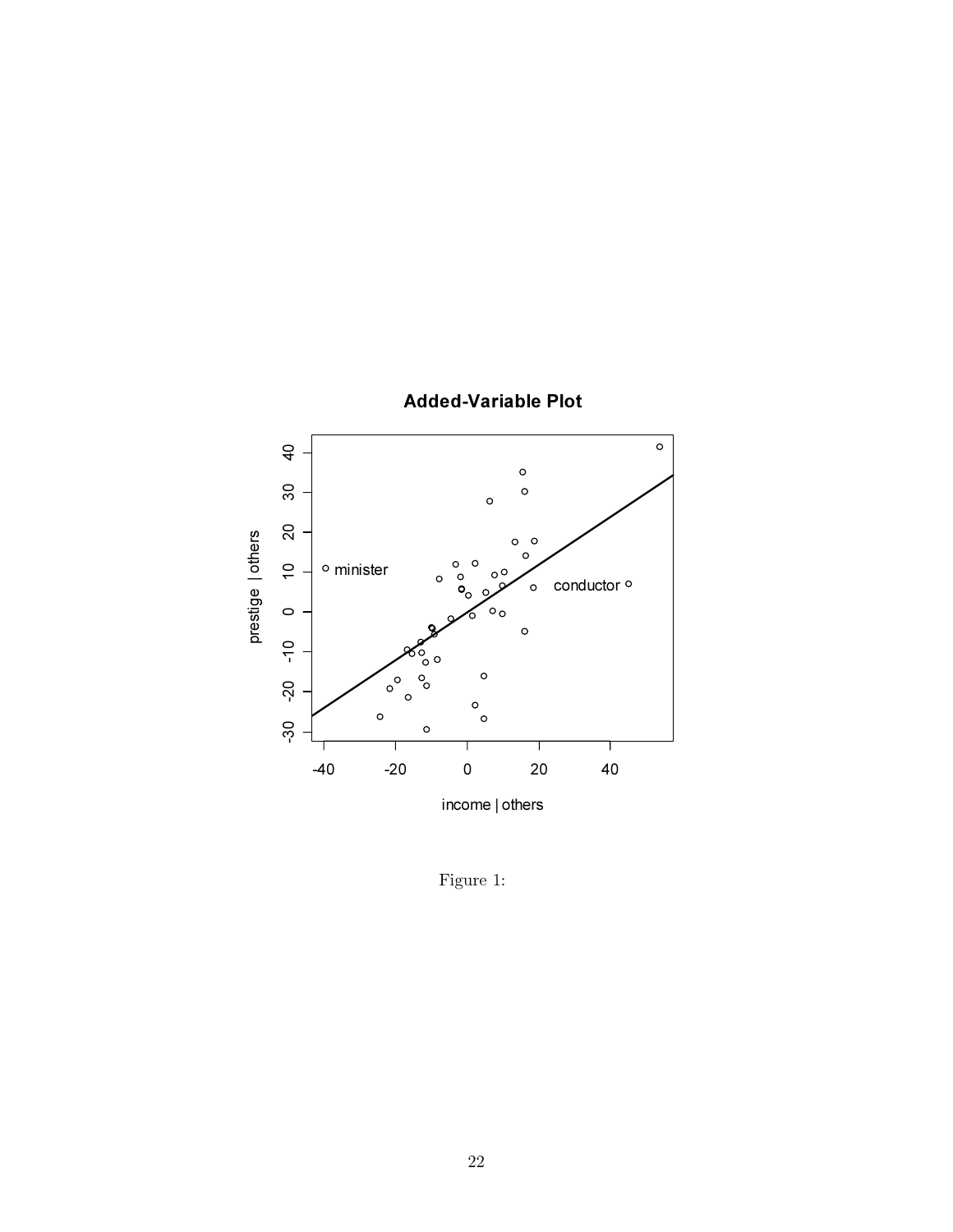Figure 1: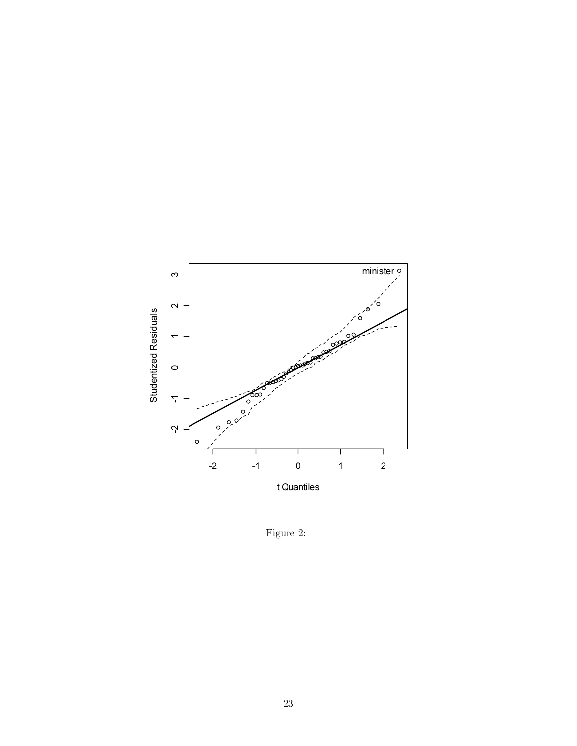Figure 2: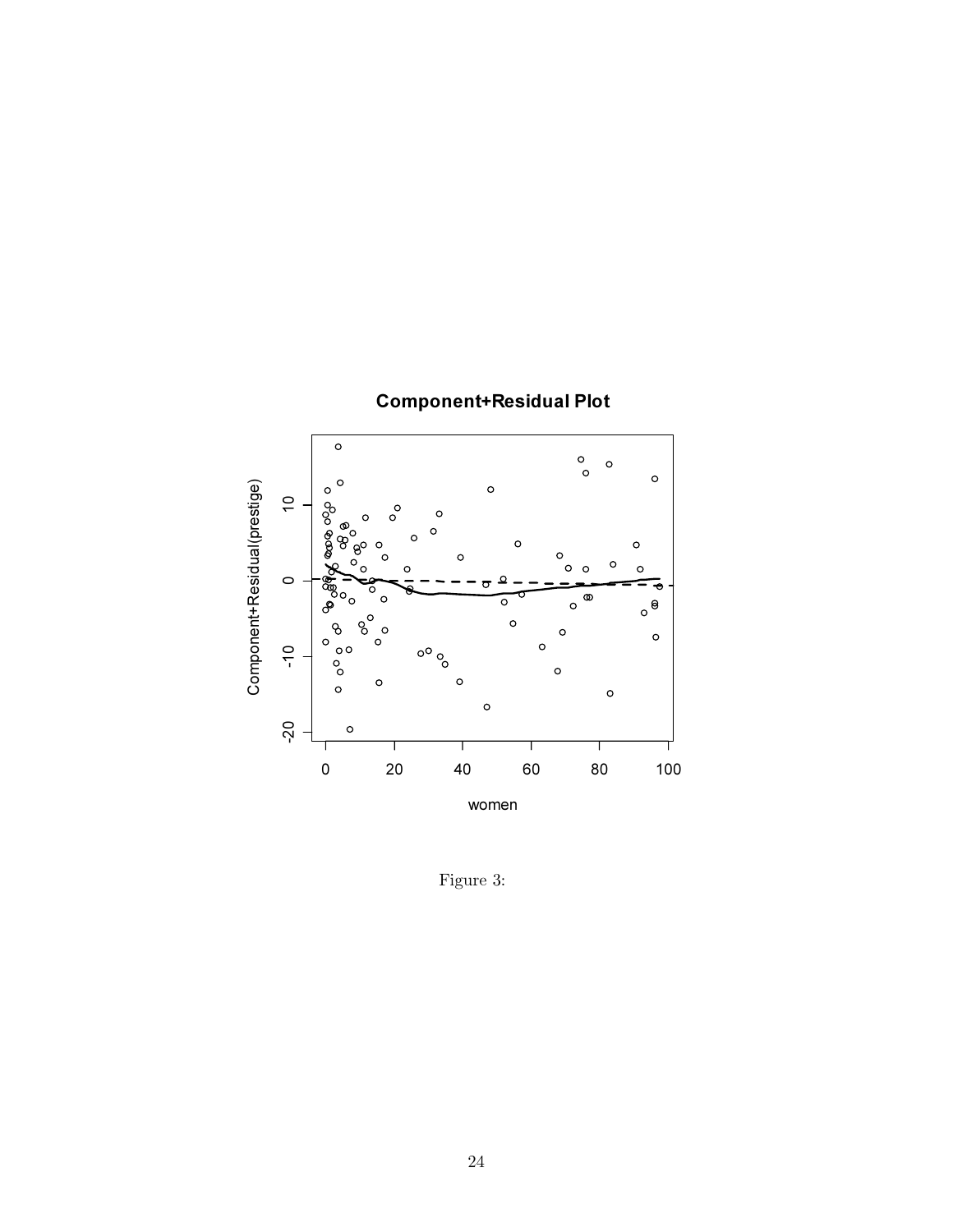Component+Residual Plot

Component+Residual(prestige)

-20

-10

0

10

0

20

40

60

80

100

women

Figure 3: